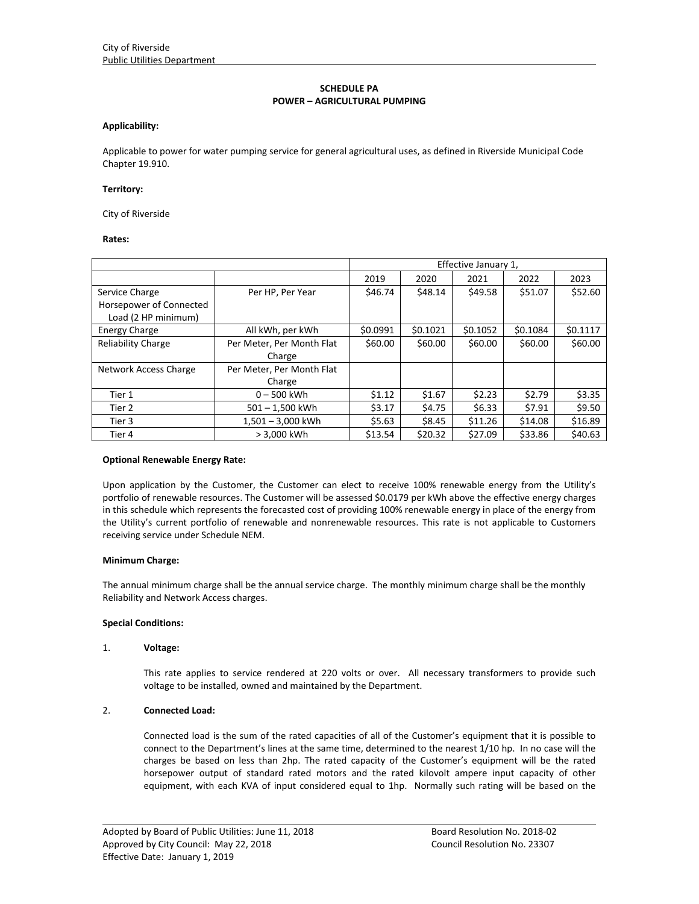City of Riverside
Public Utilities Department

## SCHEDULE PA
## POWER – AGRICULTURAL PUMPING

**Applicability:**

Applicable to power for water pumping service for general agricultural uses, as defined in Riverside Municipal Code Chapter 19.910.

**Territory:**

City of Riverside

**Rates:**

| | | Effective January 1, | | | | |
|---|---|---|---|---|---|---|
| | | 2019 | 2020 | 2021 | 2022 | 2023 |
| Service Charge Horsepower of Connected Load (2 HP minimum) | Per HP, Per Year | $46.74 | $48.14 | $49.58 | $51.07 | $52.60 |
| Energy Charge | All kWh, per kWh | $0.0991 | $0.1021 | $0.1052 | $0.1084 | $0.1117 |
| Reliability Charge | Per Meter, Per Month Flat Charge | $60.00 | $60.00 | $60.00 | $60.00 | $60.00 |
| Network Access Charge | Per Meter, Per Month Flat Charge | | | | | |
| Tier 1 | 0 – 500 kWh | $1.12 | $1.67 | $2.23 | $2.79 | $3.35 |
| Tier 2 | 501 – 1,500 kWh | $3.17 | $4.75 | $6.33 | $7.91 | $9.50 |
| Tier 3 | 1,501 – 3,000 kWh | $5.63 | $8.45 | $11.26 | $14.08 | $16.89 |
| Tier 4 | > 3,000 kWh | $13.54 | $20.32 | $27.09 | $33.86 | $40.63 |

**Optional Renewable Energy Rate:**

Upon application by the Customer, the Customer can elect to receive 100% renewable energy from the Utility's portfolio of renewable resources. The Customer will be assessed $0.0179 per kWh above the effective energy charges in this schedule which represents the forecasted cost of providing 100% renewable energy in place of the energy from the Utility's current portfolio of renewable and nonrenewable resources. This rate is not applicable to Customers receiving service under Schedule NEM.

**Minimum Charge:**

The annual minimum charge shall be the annual service charge. The monthly minimum charge shall be the monthly Reliability and Network Access charges.

**Special Conditions:**

1. **Voltage:**

   This rate applies to service rendered at 220 volts or over. All necessary transformers to provide such voltage to be installed, owned and maintained by the Department.

2. **Connected Load:**

   Connected load is the sum of the rated capacities of all of the Customer's equipment that it is possible to connect to the Department's lines at the same time, determined to the nearest 1/10 hp. In no case will the charges be based on less than 2hp. The rated capacity of the Customer's equipment will be the rated horsepower output of standard rated motors and the rated kilovolt ampere input capacity of other equipment, with each KVA of input considered equal to 1hp. Normally such rating will be based on the

Adopted by Board of Public Utilities: June 11, 2018 — Board Resolution No. 2018-02
Approved by City Council: May 22, 2018 — Council Resolution No. 23307
Effective Date: January 1, 2019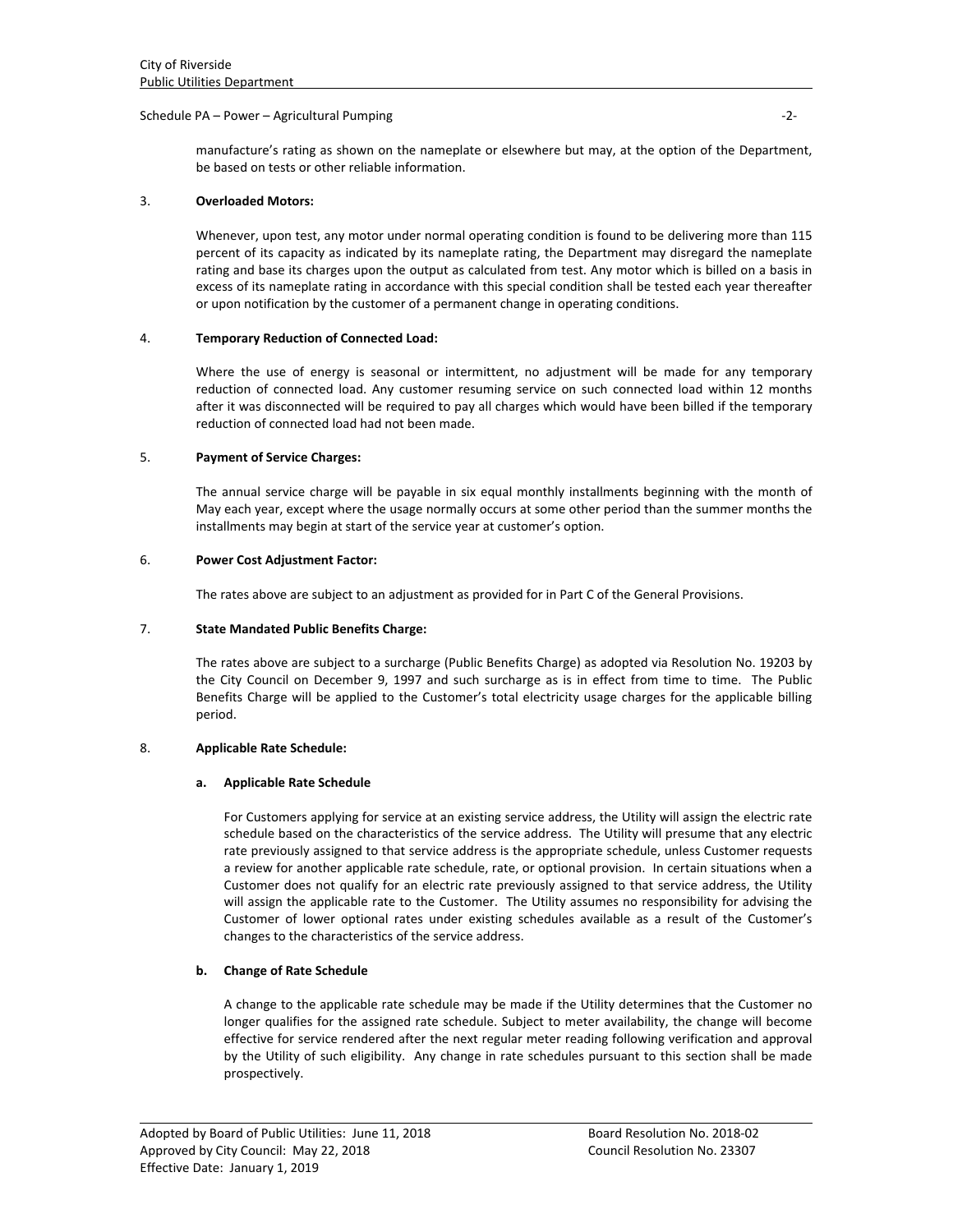manufacture's rating as shown on the nameplate or elsewhere but may, at the option of the Department, be based on tests or other reliable information.

3. **Overloaded Motors:**

Whenever, upon test, any motor under normal operating condition is found to be delivering more than 115 percent of its capacity as indicated by its nameplate rating, the Department may disregard the nameplate rating and base its charges upon the output as calculated from test. Any motor which is billed on a basis in excess of its nameplate rating in accordance with this special condition shall be tested each year thereafter or upon notification by the customer of a permanent change in operating conditions.

4. **Temporary Reduction of Connected Load:**

Where the use of energy is seasonal or intermittent, no adjustment will be made for any temporary reduction of connected load. Any customer resuming service on such connected load within 12 months after it was disconnected will be required to pay all charges which would have been billed if the temporary reduction of connected load had not been made.

5. **Payment of Service Charges:**

The annual service charge will be payable in six equal monthly installments beginning with the month of May each year, except where the usage normally occurs at some other period than the summer months the installments may begin at start of the service year at customer's option.

6. **Power Cost Adjustment Factor:**

The rates above are subject to an adjustment as provided for in Part C of the General Provisions.

7. **State Mandated Public Benefits Charge:**

The rates above are subject to a surcharge (Public Benefits Charge) as adopted via Resolution No. 19203 by the City Council on December 9, 1997 and such surcharge as is in effect from time to time. The Public Benefits Charge will be applied to the Customer's total electricity usage charges for the applicable billing period.

8. **Applicable Rate Schedule:**

**a. Applicable Rate Schedule**

For Customers applying for service at an existing service address, the Utility will assign the electric rate schedule based on the characteristics of the service address. The Utility will presume that any electric rate previously assigned to that service address is the appropriate schedule, unless Customer requests a review for another applicable rate schedule, rate, or optional provision. In certain situations when a Customer does not qualify for an electric rate previously assigned to that service address, the Utility will assign the applicable rate to the Customer. The Utility assumes no responsibility for advising the Customer of lower optional rates under existing schedules available as a result of the Customer's changes to the characteristics of the service address.

**b. Change of Rate Schedule**

A change to the applicable rate schedule may be made if the Utility determines that the Customer no longer qualifies for the assigned rate schedule. Subject to meter availability, the change will become effective for service rendered after the next regular meter reading following verification and approval by the Utility of such eligibility. Any change in rate schedules pursuant to this section shall be made prospectively.

Adopted by Board of Public Utilities: June 11, 2018 — Board Resolution No. 2018-02
Approved by City Council: May 22, 2018 — Council Resolution No. 23307
Effective Date: January 1, 2019